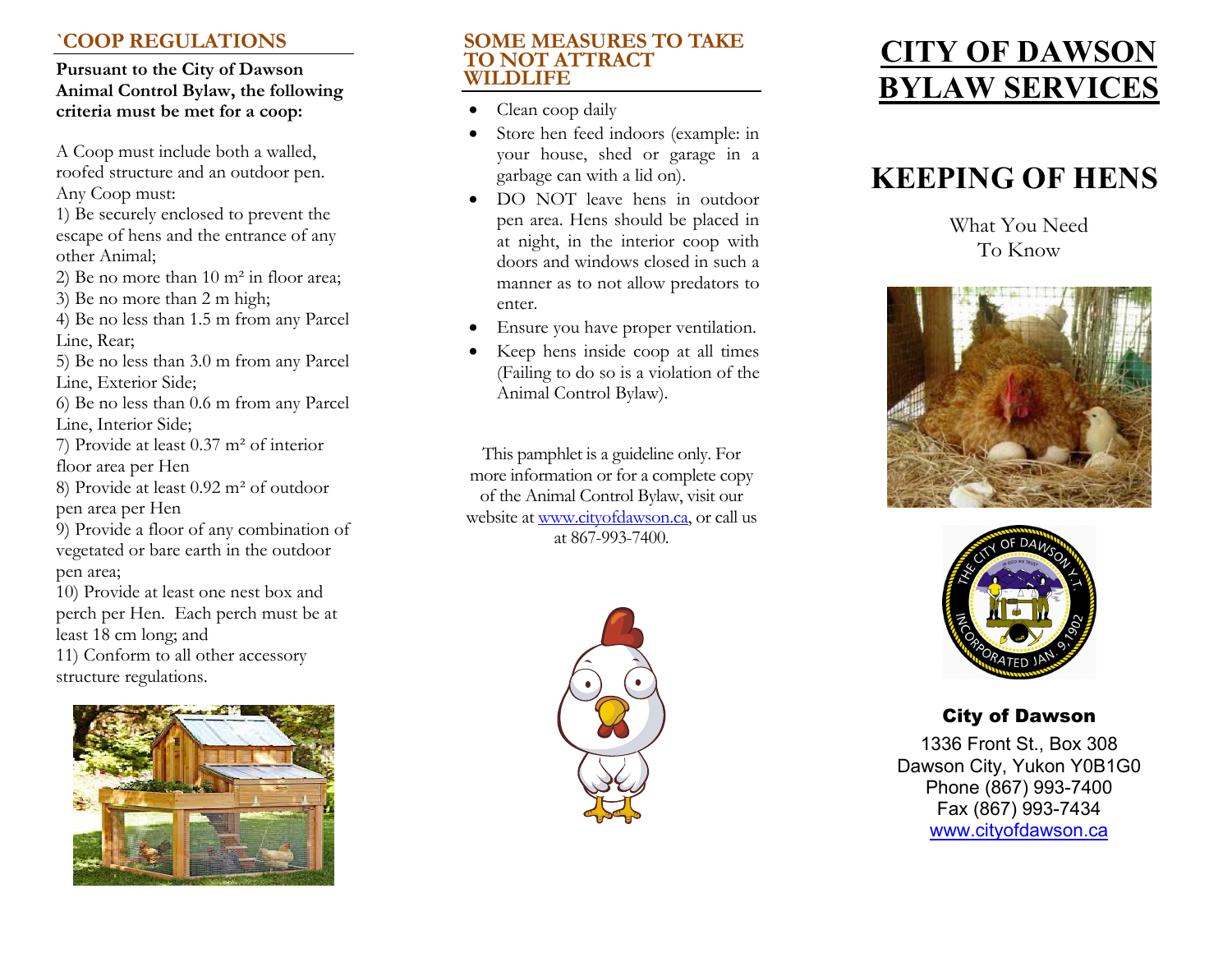## `COOP REGULATIONS

**Pursuant to the City of Dawson Animal Control Bylaw, the following criteria must be met for a coop:**

A Coop must include both a walled, roofed structure and an outdoor pen. Any Coop must:

1) Be securely enclosed to prevent the escape of hens and the entrance of any other Animal;
2) Be no more than 10 m² in floor area;
3) Be no more than 2 m high;
4) Be no less than 1.5 m from any Parcel Line, Rear;
5) Be no less than 3.0 m from any Parcel Line, Exterior Side;
6) Be no less than 0.6 m from any Parcel Line, Interior Side;
7) Provide at least 0.37 m² of interior floor area per Hen
8) Provide at least 0.92 m² of outdoor pen area per Hen
9) Provide a floor of any combination of vegetated or bare earth in the outdoor pen area;
10) Provide at least one nest box and perch per Hen. Each perch must be at least 18 cm long; and
11) Conform to all other accessory structure regulations.

## SOME MEASURES TO TAKE TO NOT ATTRACT WILDLIFE

- Clean coop daily
- Store hen feed indoors (example: in your house, shed or garage in a garbage can with a lid on).
- DO NOT leave hens in outdoor pen area. Hens should be placed in at night, in the interior coop with doors and windows closed in such a manner as to not allow predators to enter.
- Ensure you have proper ventilation.
- Keep hens inside coop at all times (Failing to do so is a violation of the Animal Control Bylaw).

This pamphlet is a guideline only. For more information or for a complete copy of the Animal Control Bylaw, visit our website at www.cityofdawson.ca, or call us at 867-993-7400.

# CITY OF DAWSON BYLAW SERVICES

# KEEPING OF HENS

What You Need To Know

**City of Dawson**

1336 Front St., Box 308
Dawson City, Yukon Y0B1G0
Phone (867) 993-7400
Fax (867) 993-7434
www.cityofdawson.ca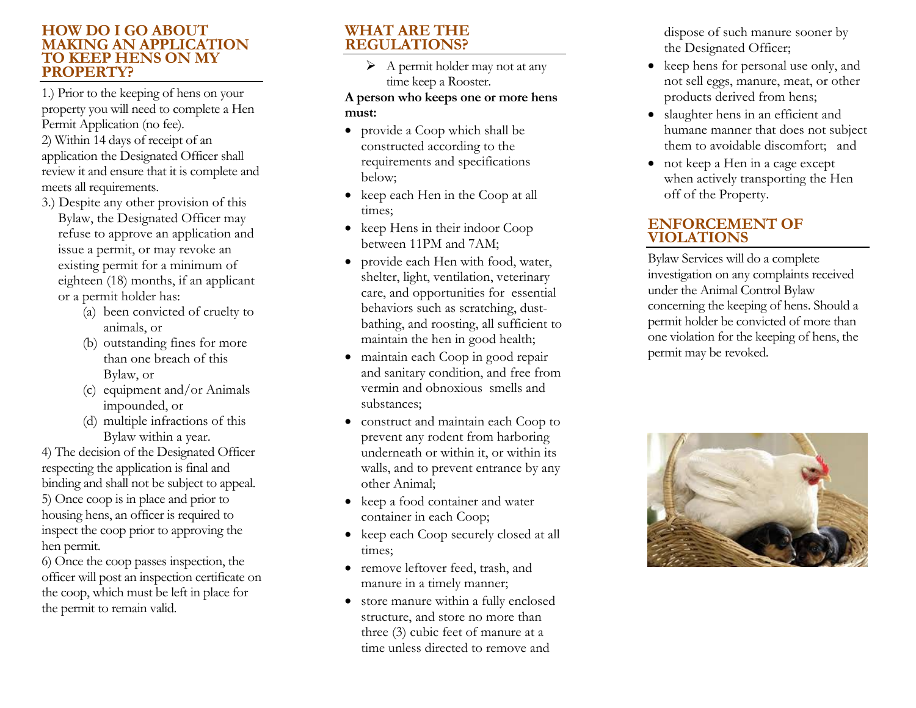## HOW DO I GO ABOUT MAKING AN APPLICATION TO KEEP HENS ON MY PROPERTY?

1.) Prior to the keeping of hens on your property you will need to complete a Hen Permit Application (no fee).

2) Within 14 days of receipt of an application the Designated Officer shall review it and ensure that it is complete and meets all requirements.

3.) Despite any other provision of this Bylaw, the Designated Officer may refuse to approve an application and issue a permit, or may revoke an existing permit for a minimum of eighteen (18) months, if an applicant or a permit holder has:

- (a) been convicted of cruelty to animals, or
- (b) outstanding fines for more than one breach of this Bylaw, or
- (c) equipment and/or Animals impounded, or
- (d) multiple infractions of this Bylaw within a year.

4) The decision of the Designated Officer respecting the application is final and binding and shall not be subject to appeal.

5) Once coop is in place and prior to housing hens, an officer is required to inspect the coop prior to approving the hen permit.

6) Once the coop passes inspection, the officer will post an inspection certificate on the coop, which must be left in place for the permit to remain valid.

## WHAT ARE THE REGULATIONS?

- A permit holder may not at any time keep a Rooster.

**A person who keeps one or more hens must:**

- provide a Coop which shall be constructed according to the requirements and specifications below;
- keep each Hen in the Coop at all times;
- keep Hens in their indoor Coop between 11PM and 7AM;
- provide each Hen with food, water, shelter, light, ventilation, veterinary care, and opportunities for essential behaviors such as scratching, dust-bathing, and roosting, all sufficient to maintain the hen in good health;
- maintain each Coop in good repair and sanitary condition, and free from vermin and obnoxious smells and substances;
- construct and maintain each Coop to prevent any rodent from harboring underneath or within it, or within its walls, and to prevent entrance by any other Animal;
- keep a food container and water container in each Coop;
- keep each Coop securely closed at all times;
- remove leftover feed, trash, and manure in a timely manner;
- store manure within a fully enclosed structure, and store no more than three (3) cubic feet of manure at a time unless directed to remove and dispose of such manure sooner by the Designated Officer;
- keep hens for personal use only, and not sell eggs, manure, meat, or other products derived from hens;
- slaughter hens in an efficient and humane manner that does not subject them to avoidable discomfort; and
- not keep a Hen in a cage except when actively transporting the Hen off of the Property.

## ENFORCEMENT OF VIOLATIONS

Bylaw Services will do a complete investigation on any complaints received under the Animal Control Bylaw concerning the keeping of hens. Should a permit holder be convicted of more than one violation for the keeping of hens, the permit may be revoked.